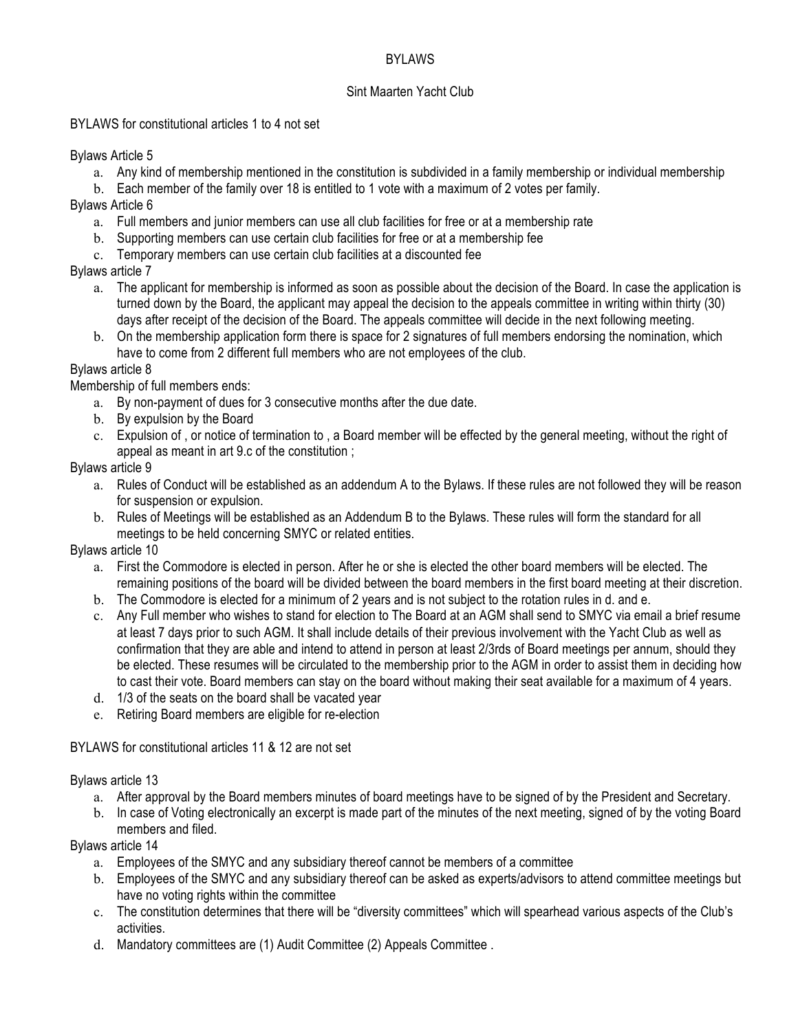# BYLAWS

## Sint Maarten Yacht Club

BYLAWS for constitutional articles 1 to 4 not set

Bylaws Article 5

a. Any kind of membership mentioned in the constitution is subdivided in a family membership or individual membership
b. Each member of the family over 18 is entitled to 1 vote with a maximum of 2 votes per family.

Bylaws Article 6

a. Full members and junior members can use all club facilities for free or at a membership rate
b. Supporting members can use certain club facilities for free or at a membership fee
c. Temporary members can use certain club facilities at a discounted fee

Bylaws article 7

a. The applicant for membership is informed as soon as possible about the decision of the Board. In case the application is turned down by the Board, the applicant may appeal the decision to the appeals committee in writing within thirty (30) days after receipt of the decision of the Board. The appeals committee will decide in the next following meeting.
b. On the membership application form there is space for 2 signatures of full members endorsing the nomination, which have to come from 2 different full members who are not employees of the club.

Bylaws article 8

Membership of full members ends:

a. By non-payment of dues for 3 consecutive months after the due date.
b. By expulsion by the Board
c. Expulsion of , or notice of termination to , a Board member will be effected by the general meeting, without the right of appeal as meant in art 9.c of the constitution ;

Bylaws article 9

a. Rules of Conduct will be established as an addendum A to the Bylaws. If these rules are not followed they will be reason for suspension or expulsion.
b. Rules of Meetings will be established as an Addendum B to the Bylaws. These rules will form the standard for all meetings to be held concerning SMYC or related entities.

Bylaws article 10

a. First the Commodore is elected in person. After he or she is elected the other board members will be elected. The remaining positions of the board will be divided between the board members in the first board meeting at their discretion.
b. The Commodore is elected for a minimum of 2 years and is not subject to the rotation rules in d. and e.
c. Any Full member who wishes to stand for election to The Board at an AGM shall send to SMYC via email a brief resume at least 7 days prior to such AGM. It shall include details of their previous involvement with the Yacht Club as well as confirmation that they are able and intend to attend in person at least 2/3rds of Board meetings per annum, should they be elected. These resumes will be circulated to the membership prior to the AGM in order to assist them in deciding how to cast their vote. Board members can stay on the board without making their seat available for a maximum of 4 years.
d. 1/3 of the seats on the board shall be vacated year
e. Retiring Board members are eligible for re-election

BYLAWS for constitutional articles 11 & 12 are not set

Bylaws article 13

a. After approval by the Board members minutes of board meetings have to be signed of by the President and Secretary.
b. In case of Voting electronically an excerpt is made part of the minutes of the next meeting, signed of by the voting Board members and filed.

Bylaws article 14

a. Employees of the SMYC and any subsidiary thereof cannot be members of a committee
b. Employees of the SMYC and any subsidiary thereof can be asked as experts/advisors to attend committee meetings but have no voting rights within the committee
c. The constitution determines that there will be "diversity committees" which will spearhead various aspects of the Club's activities.
d. Mandatory committees are (1) Audit Committee (2) Appeals Committee .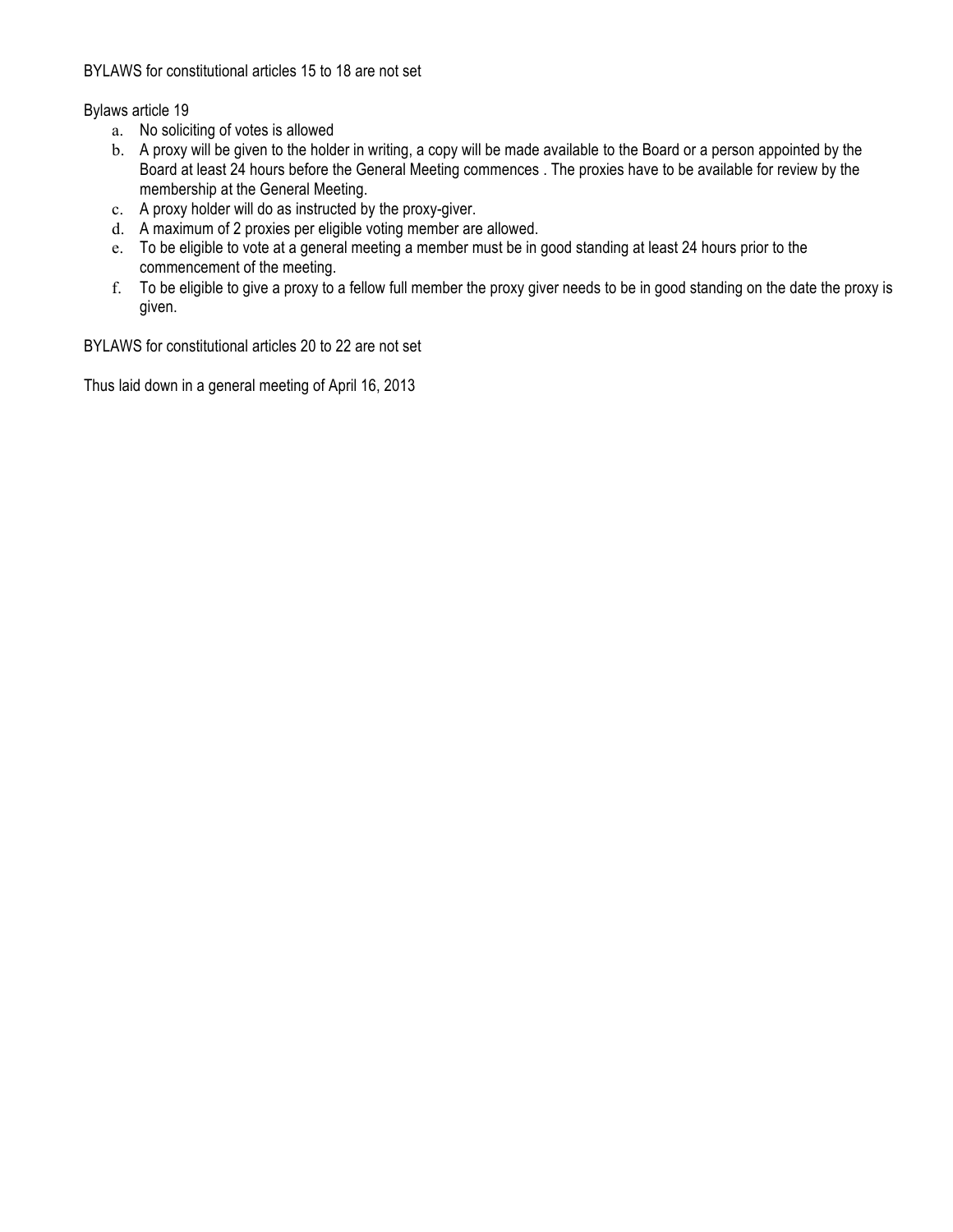BYLAWS for constitutional articles 15 to 18 are not set

Bylaws article 19

a. No soliciting of votes is allowed
b. A proxy will be given to the holder in writing, a copy will be made available to the Board or a person appointed by the Board at least 24 hours before the General Meeting commences . The proxies have to be available for review by the membership at the General Meeting.
c. A proxy holder will do as instructed by the proxy-giver.
d. A maximum of 2 proxies per eligible voting member are allowed.
e. To be eligible to vote at a general meeting a member must be in good standing at least 24 hours prior to the commencement of the meeting.
f. To be eligible to give a proxy to a fellow full member the proxy giver needs to be in good standing on the date the proxy is given.

BYLAWS for constitutional articles 20 to 22 are not set

Thus laid down in a general meeting of April 16, 2013